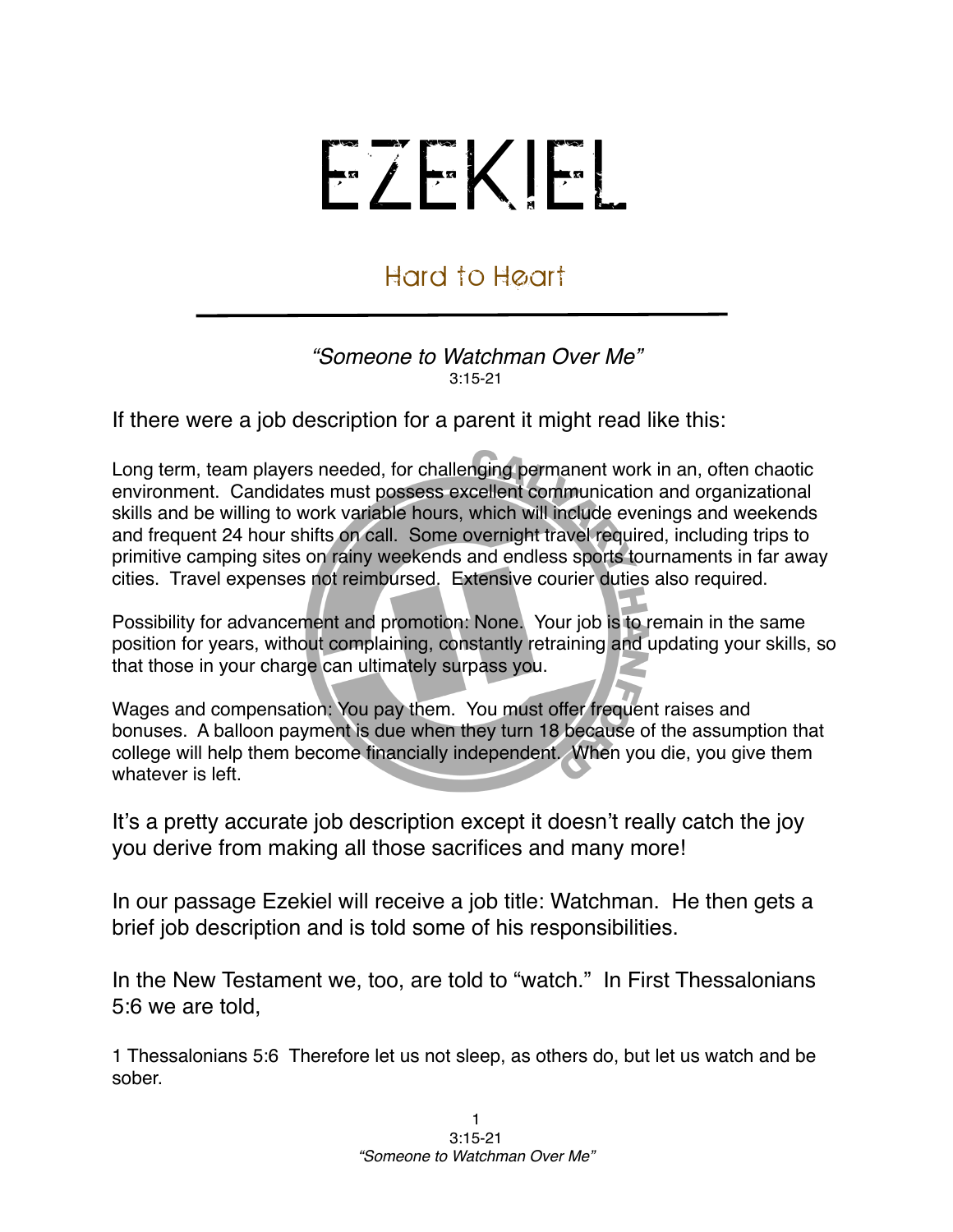# EZEKIEL

## Hard to Heart

*"Someone to Watchman Over Me"*
3:15-21

If there were a job description for a parent it might read like this:

Long term, team players needed, for challenging permanent work in an, often chaotic environment. Candidates must possess excellent communication and organizational skills and be willing to work variable hours, which will include evenings and weekends and frequent 24 hour shifts on call. Some overnight travel required, including trips to primitive camping sites on rainy weekends and endless sports tournaments in far away cities. Travel expenses not reimbursed. Extensive courier duties also required.

Possibility for advancement and promotion: None. Your job is to remain in the same position for years, without complaining, constantly retraining and updating your skills, so that those in your charge can ultimately surpass you.

Wages and compensation: You pay them. You must offer frequent raises and bonuses. A balloon payment is due when they turn 18 because of the assumption that college will help them become financially independent. When you die, you give them whatever is left.

It's a pretty accurate job description except it doesn't really catch the joy you derive from making all those sacrifices and many more!

In our passage Ezekiel will receive a job title: Watchman. He then gets a brief job description and is told some of his responsibilities.

In the New Testament we, too, are told to "watch." In First Thessalonians 5:6 we are told,

1 Thessalonians 5:6 Therefore let us not sleep, as others do, but let us watch and be sober.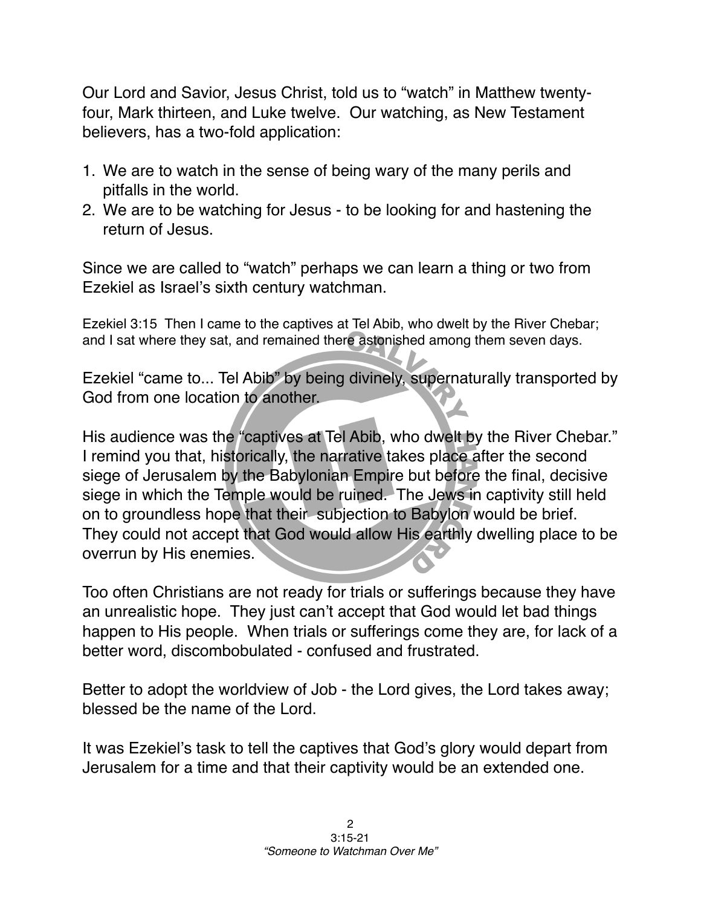Our Lord and Savior, Jesus Christ, told us to "watch" in Matthew twenty-four, Mark thirteen, and Luke twelve. Our watching, as New Testament believers, has a two-fold application:

1. We are to watch in the sense of being wary of the many perils and pitfalls in the world.
2. We are to be watching for Jesus - to be looking for and hastening the return of Jesus.

Since we are called to "watch" perhaps we can learn a thing or two from Ezekiel as Israel's sixth century watchman.

Ezekiel 3:15 Then I came to the captives at Tel Abib, who dwelt by the River Chebar; and I sat where they sat, and remained there astonished among them seven days.

Ezekiel "came to... Tel Abib" by being divinely, supernaturally transported by God from one location to another.

His audience was the "captives at Tel Abib, who dwelt by the River Chebar." I remind you that, historically, the narrative takes place after the second siege of Jerusalem by the Babylonian Empire but before the final, decisive siege in which the Temple would be ruined. The Jews in captivity still held on to groundless hope that their subjection to Babylon would be brief. They could not accept that God would allow His earthly dwelling place to be overrun by His enemies.

Too often Christians are not ready for trials or sufferings because they have an unrealistic hope. They just can't accept that God would let bad things happen to His people. When trials or sufferings come they are, for lack of a better word, discombobulated - confused and frustrated.

Better to adopt the worldview of Job - the Lord gives, the Lord takes away; blessed be the name of the Lord.

It was Ezekiel's task to tell the captives that God's glory would depart from Jerusalem for a time and that their captivity would be an extended one.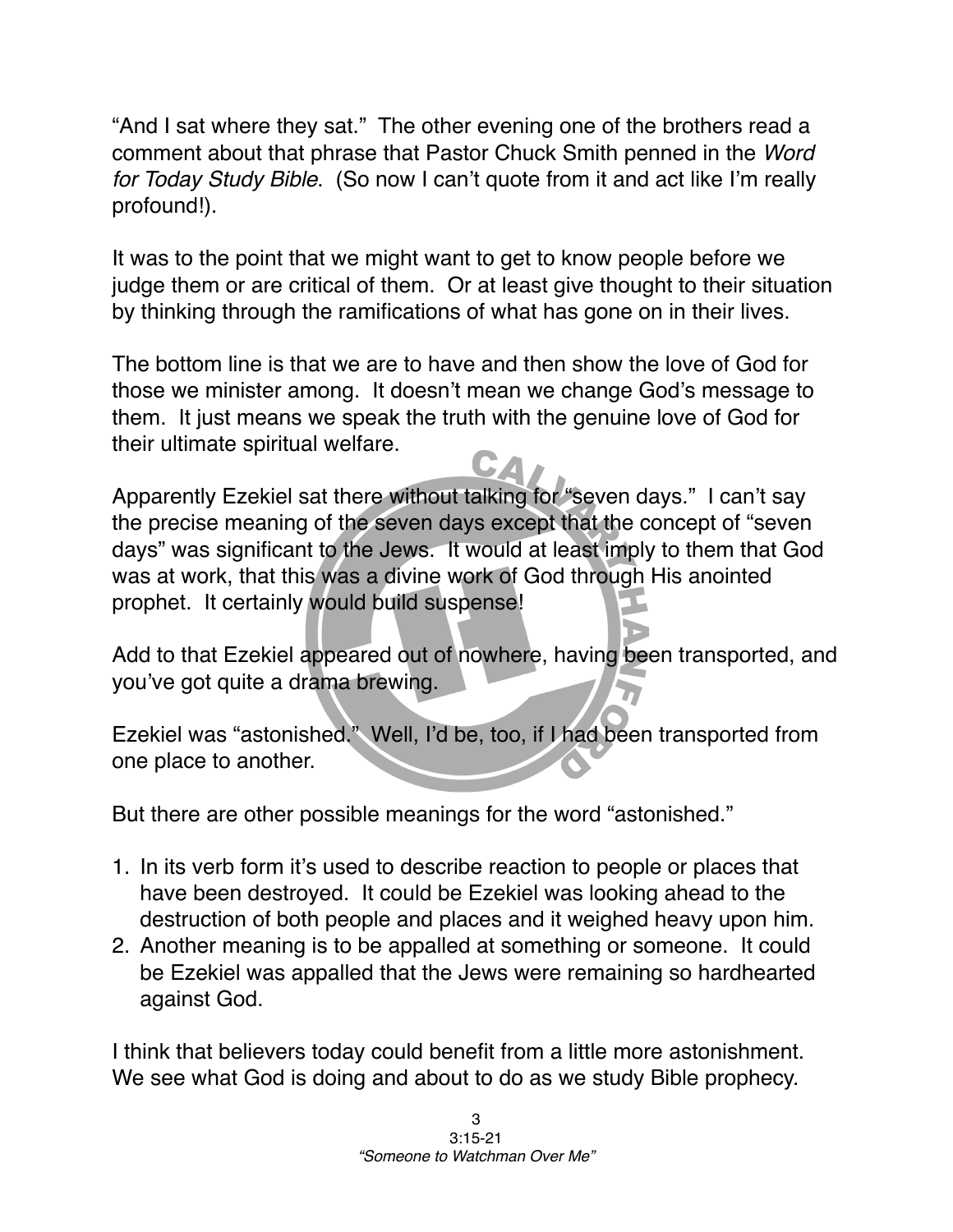"And I sat where they sat." The other evening one of the brothers read a comment about that phrase that Pastor Chuck Smith penned in the *Word for Today Study Bible*. (So now I can't quote from it and act like I'm really profound!).

It was to the point that we might want to get to know people before we judge them or are critical of them. Or at least give thought to their situation by thinking through the ramifications of what has gone on in their lives.

The bottom line is that we are to have and then show the love of God for those we minister among. It doesn't mean we change God's message to them. It just means we speak the truth with the genuine love of God for their ultimate spiritual welfare.

Apparently Ezekiel sat there without talking for "seven days." I can't say the precise meaning of the seven days except that the concept of "seven days" was significant to the Jews. It would at least imply to them that God was at work, that this was a divine work of God through His anointed prophet. It certainly would build suspense!

Add to that Ezekiel appeared out of nowhere, having been transported, and you've got quite a drama brewing.

Ezekiel was "astonished." Well, I'd be, too, if I had been transported from one place to another.

But there are other possible meanings for the word "astonished."

1. In its verb form it's used to describe reaction to people or places that have been destroyed. It could be Ezekiel was looking ahead to the destruction of both people and places and it weighed heavy upon him.
2. Another meaning is to be appalled at something or someone. It could be Ezekiel was appalled that the Jews were remaining so hardhearted against God.

I think that believers today could benefit from a little more astonishment. We see what God is doing and about to do as we study Bible prophecy.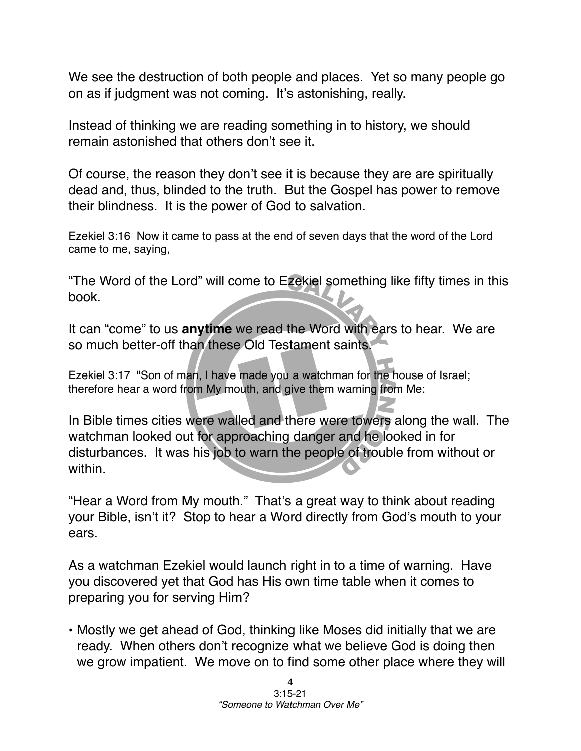We see the destruction of both people and places. Yet so many people go on as if judgment was not coming. It's astonishing, really.

Instead of thinking we are reading something in to history, we should remain astonished that others don't see it.

Of course, the reason they don't see it is because they are are spiritually dead and, thus, blinded to the truth. But the Gospel has power to remove their blindness. It is the power of God to salvation.

Ezekiel 3:16 Now it came to pass at the end of seven days that the word of the Lord came to me, saying,

"The Word of the Lord" will come to Ezekiel something like fifty times in this book.

It can "come" to us **anytime** we read the Word with ears to hear. We are so much better-off than these Old Testament saints.

Ezekiel 3:17 "Son of man, I have made you a watchman for the house of Israel; therefore hear a word from My mouth, and give them warning from Me:

In Bible times cities were walled and there were towers along the wall. The watchman looked out for approaching danger and he looked in for disturbances. It was his job to warn the people of trouble from without or within.

"Hear a Word from My mouth." That's a great way to think about reading your Bible, isn't it? Stop to hear a Word directly from God's mouth to your ears.

As a watchman Ezekiel would launch right in to a time of warning. Have you discovered yet that God has His own time table when it comes to preparing you for serving Him?

- Mostly we get ahead of God, thinking like Moses did initially that we are ready. When others don't recognize what we believe God is doing then we grow impatient. We move on to find some other place where they will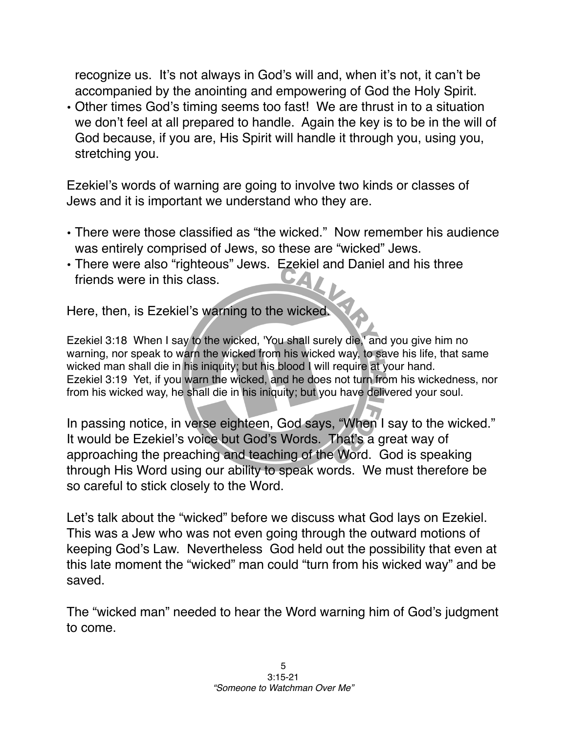recognize us. It's not always in God's will and, when it's not, it can't be accompanied by the anointing and empowering of God the Holy Spirit.

- Other times God's timing seems too fast! We are thrust in to a situation we don't feel at all prepared to handle. Again the key is to be in the will of God because, if you are, His Spirit will handle it through you, using you, stretching you.

Ezekiel's words of warning are going to involve two kinds or classes of Jews and it is important we understand who they are.

- There were those classified as "the wicked." Now remember his audience was entirely comprised of Jews, so these are "wicked" Jews.
- There were also "righteous" Jews. Ezekiel and Daniel and his three friends were in this class.

Here, then, is Ezekiel's warning to the wicked.

Ezekiel 3:18 When I say to the wicked, 'You shall surely die,' and you give him no warning, nor speak to warn the wicked from his wicked way, to save his life, that same wicked man shall die in his iniquity; but his blood I will require at your hand.
Ezekiel 3:19 Yet, if you warn the wicked, and he does not turn from his wickedness, nor from his wicked way, he shall die in his iniquity; but you have delivered your soul.

In passing notice, in verse eighteen, God says, "When I say to the wicked." It would be Ezekiel's voice but God's Words. That's a great way of approaching the preaching and teaching of the Word. God is speaking through His Word using our ability to speak words. We must therefore be so careful to stick closely to the Word.

Let's talk about the "wicked" before we discuss what God lays on Ezekiel. This was a Jew who was not even going through the outward motions of keeping God's Law. Nevertheless God held out the possibility that even at this late moment the "wicked" man could "turn from his wicked way" and be saved.

The "wicked man" needed to hear the Word warning him of God's judgment to come.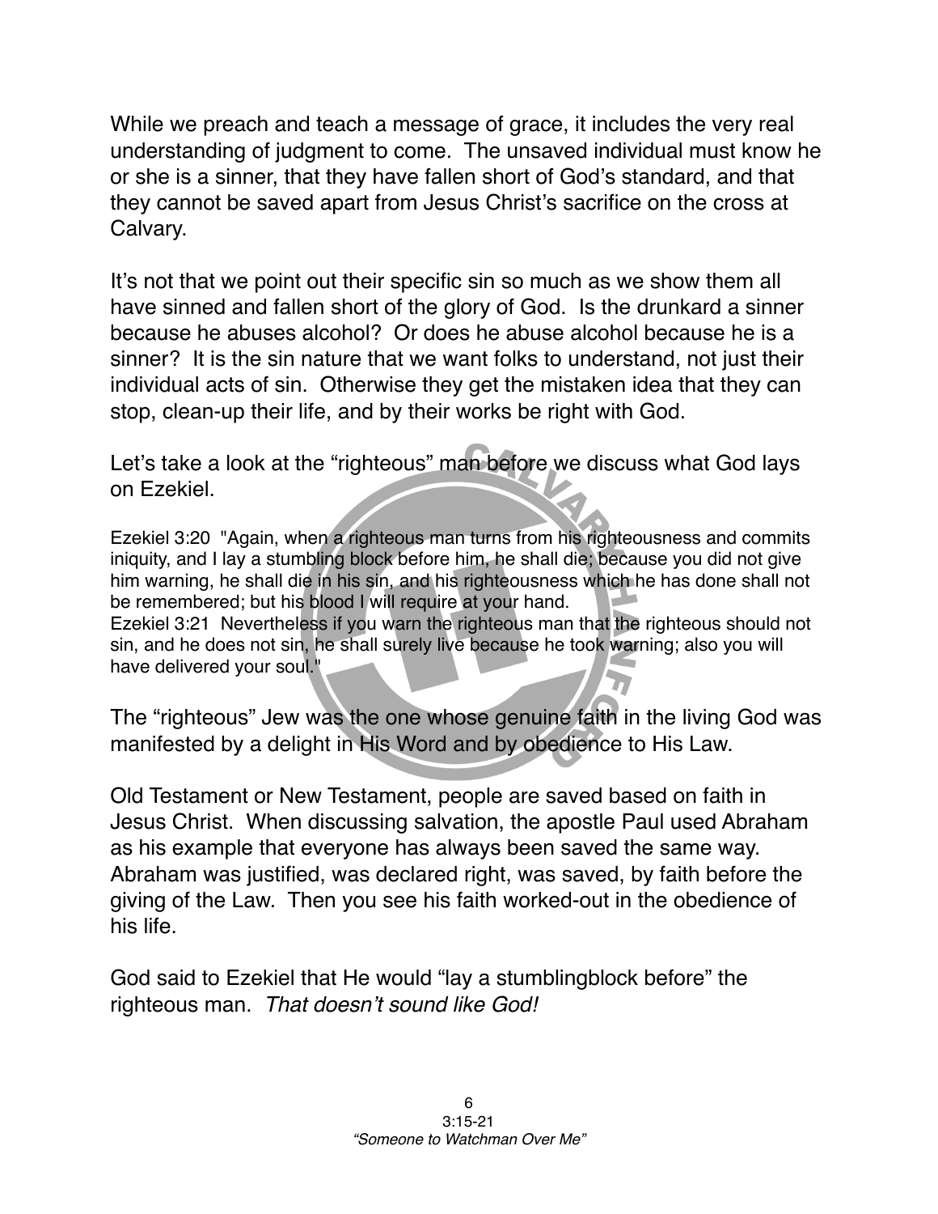While we preach and teach a message of grace, it includes the very real understanding of judgment to come. The unsaved individual must know he or she is a sinner, that they have fallen short of God's standard, and that they cannot be saved apart from Jesus Christ's sacrifice on the cross at Calvary.

It's not that we point out their specific sin so much as we show them all have sinned and fallen short of the glory of God. Is the drunkard a sinner because he abuses alcohol? Or does he abuse alcohol because he is a sinner? It is the sin nature that we want folks to understand, not just their individual acts of sin. Otherwise they get the mistaken idea that they can stop, clean-up their life, and by their works be right with God.

Let's take a look at the "righteous" man before we discuss what God lays on Ezekiel.

Ezekiel 3:20 "Again, when a righteous man turns from his righteousness and commits iniquity, and I lay a stumbling block before him, he shall die; because you did not give him warning, he shall die in his sin, and his righteousness which he has done shall not be remembered; but his blood I will require at your hand.
Ezekiel 3:21 Nevertheless if you warn the righteous man that the righteous should not sin, and he does not sin, he shall surely live because he took warning; also you will have delivered your soul."

The "righteous" Jew was the one whose genuine faith in the living God was manifested by a delight in His Word and by obedience to His Law.

Old Testament or New Testament, people are saved based on faith in Jesus Christ. When discussing salvation, the apostle Paul used Abraham as his example that everyone has always been saved the same way. Abraham was justified, was declared right, was saved, by faith before the giving of the Law. Then you see his faith worked-out in the obedience of his life.

God said to Ezekiel that He would "lay a stumblingblock before" the righteous man. *That doesn't sound like God!*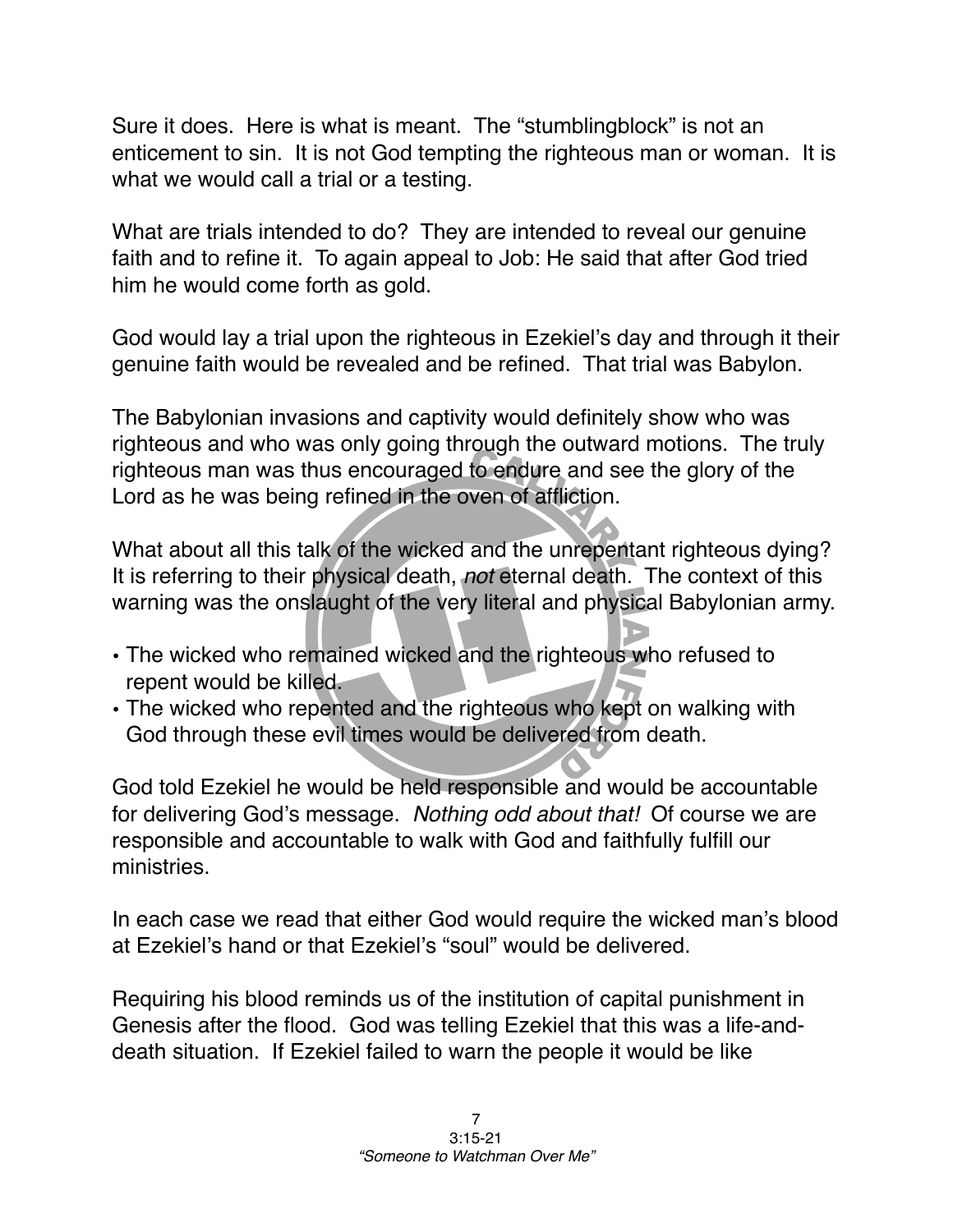Sure it does. Here is what is meant. The “stumblingblock” is not an enticement to sin. It is not God tempting the righteous man or woman. It is what we would call a trial or a testing.

What are trials intended to do? They are intended to reveal our genuine faith and to refine it. To again appeal to Job: He said that after God tried him he would come forth as gold.

God would lay a trial upon the righteous in Ezekiel’s day and through it their genuine faith would be revealed and be refined. That trial was Babylon.

The Babylonian invasions and captivity would definitely show who was righteous and who was only going through the outward motions. The truly righteous man was thus encouraged to endure and see the glory of the Lord as he was being refined in the oven of affliction.

What about all this talk of the wicked and the unrepentant righteous dying? It is referring to their physical death, *not* eternal death. The context of this warning was the onslaught of the very literal and physical Babylonian army.

- The wicked who remained wicked and the righteous who refused to repent would be killed.
- The wicked who repented and the righteous who kept on walking with God through these evil times would be delivered from death.

God told Ezekiel he would be held responsible and would be accountable for delivering God’s message. *Nothing odd about that!* Of course we are responsible and accountable to walk with God and faithfully fulfill our ministries.

In each case we read that either God would require the wicked man’s blood at Ezekiel’s hand or that Ezekiel’s “soul” would be delivered.

Requiring his blood reminds us of the institution of capital punishment in Genesis after the flood. God was telling Ezekiel that this was a life-and-death situation. If Ezekiel failed to warn the people it would be like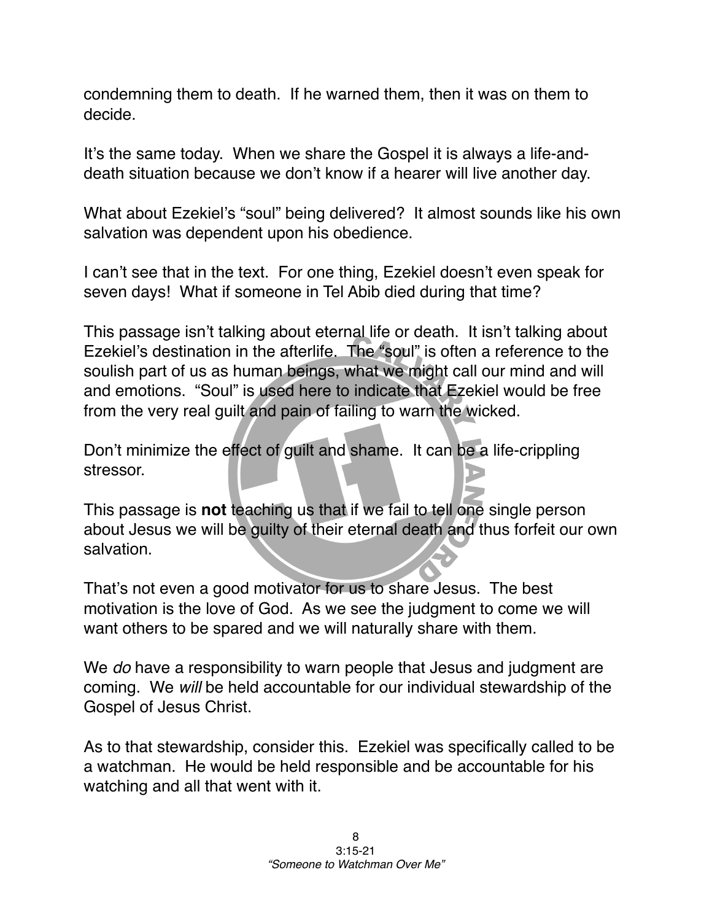condemning them to death. If he warned them, then it was on them to decide.

It's the same today. When we share the Gospel it is always a life-and-death situation because we don't know if a hearer will live another day.

What about Ezekiel's "soul" being delivered? It almost sounds like his own salvation was dependent upon his obedience.

I can't see that in the text. For one thing, Ezekiel doesn't even speak for seven days! What if someone in Tel Abib died during that time?

This passage isn't talking about eternal life or death. It isn't talking about Ezekiel's destination in the afterlife. The "soul" is often a reference to the soulish part of us as human beings, what we might call our mind and will and emotions. "Soul" is used here to indicate that Ezekiel would be free from the very real guilt and pain of failing to warn the wicked.

Don't minimize the effect of guilt and shame. It can be a life-crippling stressor.

This passage is **not** teaching us that if we fail to tell one single person about Jesus we will be guilty of their eternal death and thus forfeit our own salvation.

That's not even a good motivator for us to share Jesus. The best motivation is the love of God. As we see the judgment to come we will want others to be spared and we will naturally share with them.

We *do* have a responsibility to warn people that Jesus and judgment are coming. We *will* be held accountable for our individual stewardship of the Gospel of Jesus Christ.

As to that stewardship, consider this. Ezekiel was specifically called to be a watchman. He would be held responsible and be accountable for his watching and all that went with it.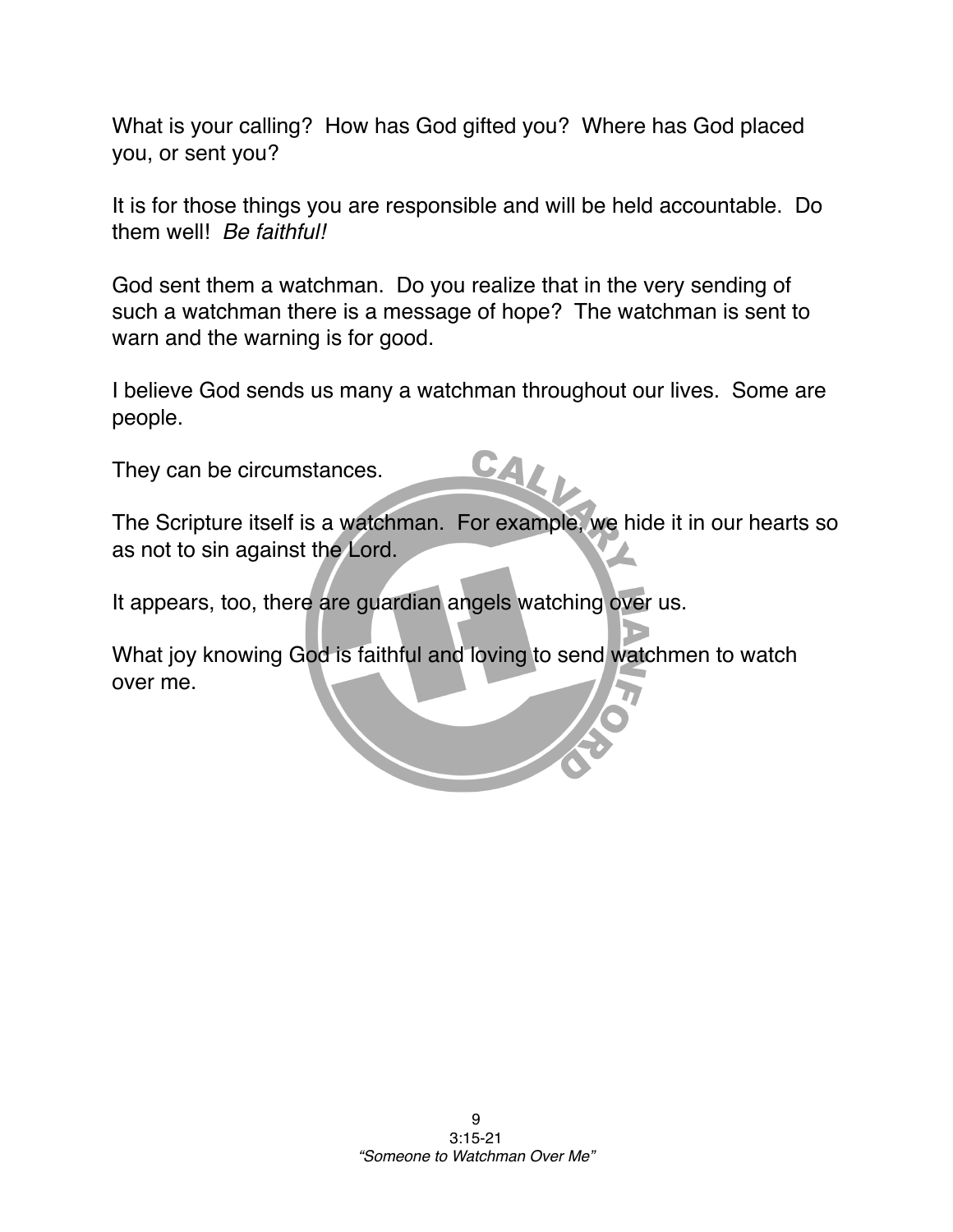What is your calling? How has God gifted you? Where has God placed you, or sent you?

It is for those things you are responsible and will be held accountable. Do them well! *Be faithful!*

God sent them a watchman. Do you realize that in the very sending of such a watchman there is a message of hope? The watchman is sent to warn and the warning is for good.

I believe God sends us many a watchman throughout our lives. Some are people.

They can be circumstances.

The Scripture itself is a watchman. For example, we hide it in our hearts so as not to sin against the Lord.

It appears, too, there are guardian angels watching over us.

What joy knowing God is faithful and loving to send watchmen to watch over me.